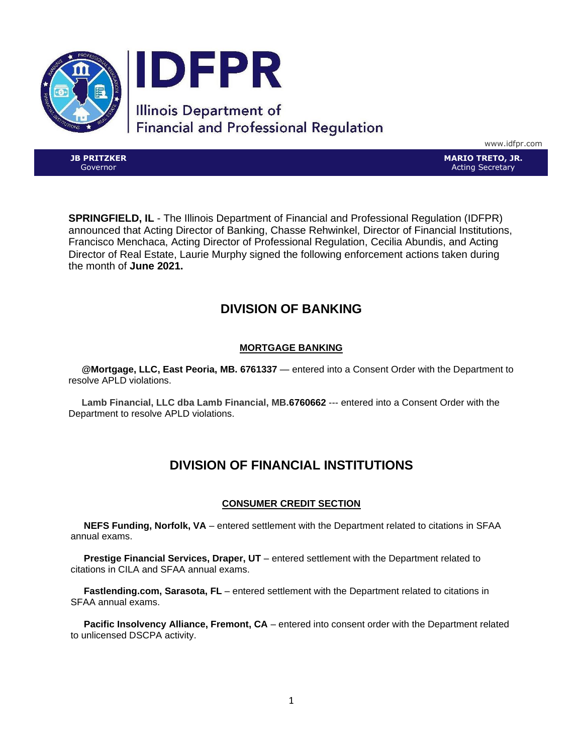# IDFPR

Illinois Department of Financial and Professional Regulation

www.idfpr.com

**JB PRITZKER**
Governor

**MARIO TRETO, JR.**
Acting Secretary

**SPRINGFIELD, IL** - The Illinois Department of Financial and Professional Regulation (IDFPR) announced that Acting Director of Banking, Chasse Rehwinkel, Director of Financial Institutions, Francisco Menchaca, Acting Director of Professional Regulation, Cecilia Abundis, and Acting Director of Real Estate, Laurie Murphy signed the following enforcement actions taken during the month of **June 2021.**

## DIVISION OF BANKING

### MORTGAGE BANKING

**@Mortgage, LLC, East Peoria, MB. 6761337** — entered into a Consent Order with the Department to resolve APLD violations.

**Lamb Financial, LLC dba Lamb Financial, MB.6760662** --- entered into a Consent Order with the Department to resolve APLD violations.

## DIVISION OF FINANCIAL INSTITUTIONS

### CONSUMER CREDIT SECTION

**NEFS Funding, Norfolk, VA** – entered settlement with the Department related to citations in SFAA annual exams.

**Prestige Financial Services, Draper, UT** – entered settlement with the Department related to citations in CILA and SFAA annual exams.

**Fastlending.com, Sarasota, FL** – entered settlement with the Department related to citations in SFAA annual exams.

**Pacific Insolvency Alliance, Fremont, CA** – entered into consent order with the Department related to unlicensed DSCPA activity.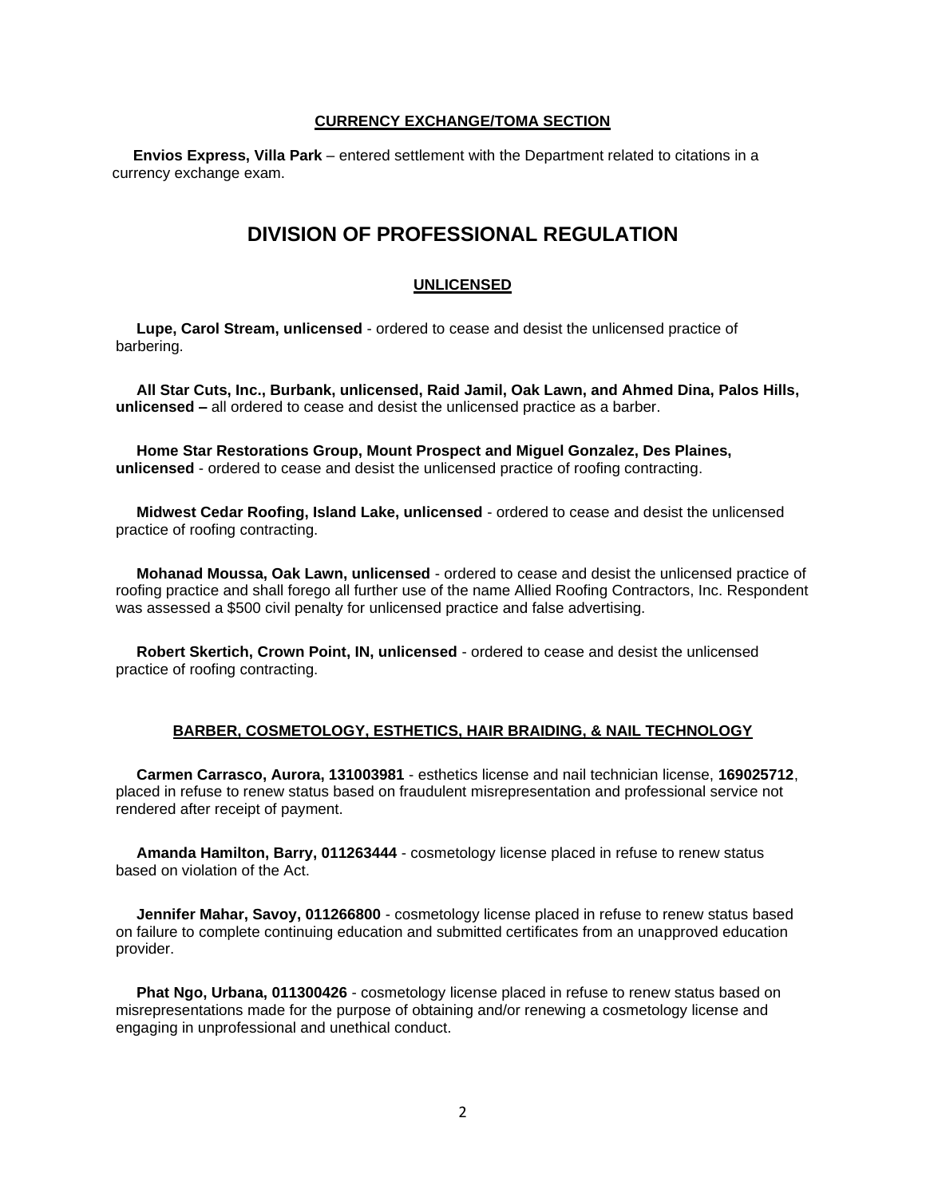### CURRENCY EXCHANGE/TOMA SECTION

**Envios Express, Villa Park** – entered settlement with the Department related to citations in a currency exchange exam.

## DIVISION OF PROFESSIONAL REGULATION

### UNLICENSED

**Lupe, Carol Stream, unlicensed** - ordered to cease and desist the unlicensed practice of barbering.

**All Star Cuts, Inc., Burbank, unlicensed, Raid Jamil, Oak Lawn, and Ahmed Dina, Palos Hills, unlicensed –** all ordered to cease and desist the unlicensed practice as a barber.

**Home Star Restorations Group, Mount Prospect and Miguel Gonzalez, Des Plaines, unlicensed** - ordered to cease and desist the unlicensed practice of roofing contracting.

**Midwest Cedar Roofing, Island Lake, unlicensed** - ordered to cease and desist the unlicensed practice of roofing contracting.

**Mohanad Moussa, Oak Lawn, unlicensed** - ordered to cease and desist the unlicensed practice of roofing practice and shall forego all further use of the name Allied Roofing Contractors, Inc. Respondent was assessed a $500 civil penalty for unlicensed practice and false advertising.

**Robert Skertich, Crown Point, IN, unlicensed** - ordered to cease and desist the unlicensed practice of roofing contracting.

### BARBER, COSMETOLOGY, ESTHETICS, HAIR BRAIDING, & NAIL TECHNOLOGY

**Carmen Carrasco, Aurora, 131003981** - esthetics license and nail technician license, **169025712**, placed in refuse to renew status based on fraudulent misrepresentation and professional service not rendered after receipt of payment.

**Amanda Hamilton, Barry, 011263444** - cosmetology license placed in refuse to renew status based on violation of the Act.

**Jennifer Mahar, Savoy, 011266800** - cosmetology license placed in refuse to renew status based on failure to complete continuing education and submitted certificates from an unapproved education provider.

**Phat Ngo, Urbana, 011300426** - cosmetology license placed in refuse to renew status based on misrepresentations made for the purpose of obtaining and/or renewing a cosmetology license and engaging in unprofessional and unethical conduct.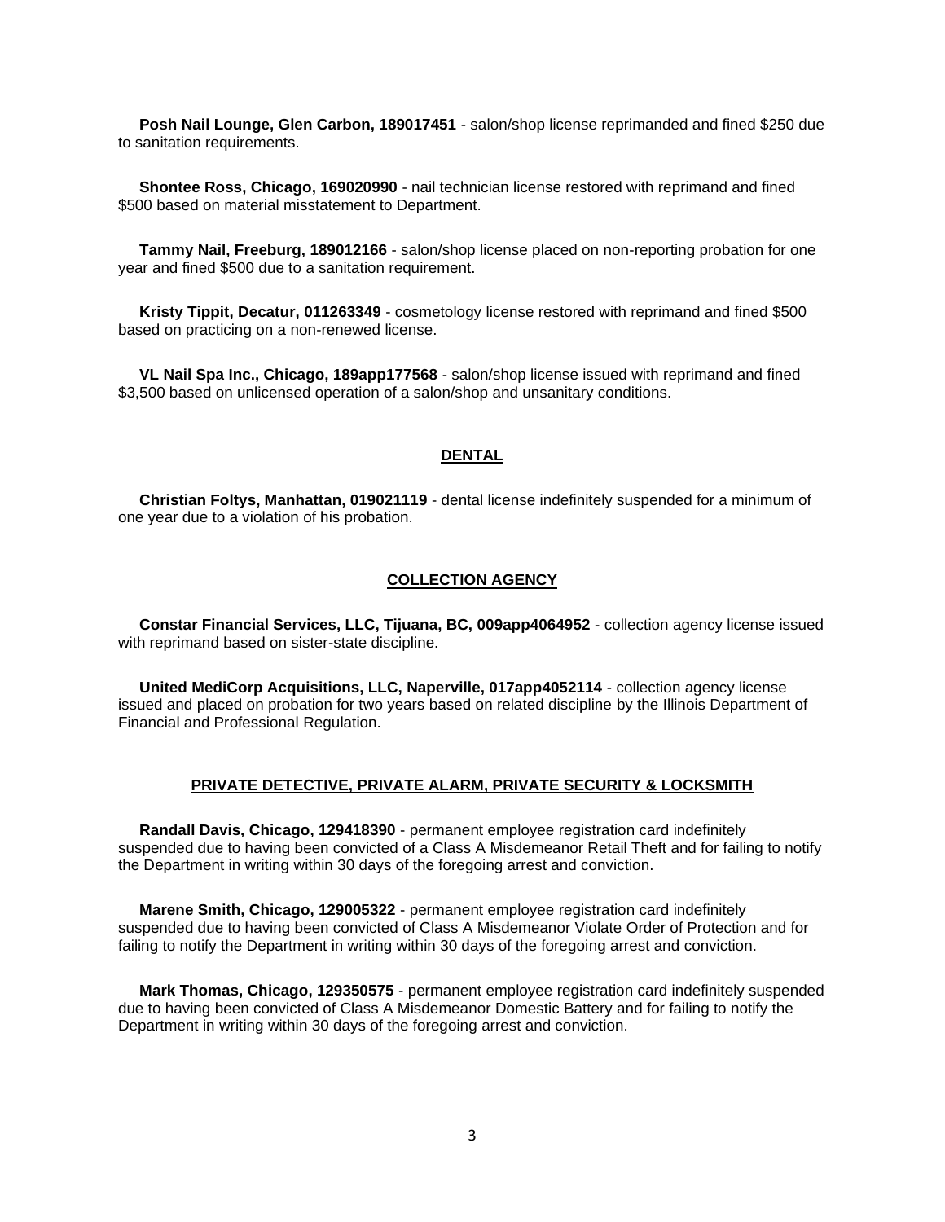**Posh Nail Lounge, Glen Carbon, 189017451** - salon/shop license reprimanded and fined $250 due to sanitation requirements.

**Shontee Ross, Chicago, 169020990** - nail technician license restored with reprimand and fined $500 based on material misstatement to Department.

**Tammy Nail, Freeburg, 189012166** - salon/shop license placed on non-reporting probation for one year and fined $500 due to a sanitation requirement.

**Kristy Tippit, Decatur, 011263349** - cosmetology license restored with reprimand and fined $500 based on practicing on a non-renewed license.

**VL Nail Spa Inc., Chicago, 189app177568** - salon/shop license issued with reprimand and fined $3,500 based on unlicensed operation of a salon/shop and unsanitary conditions.

## DENTAL

**Christian Foltys, Manhattan, 019021119** - dental license indefinitely suspended for a minimum of one year due to a violation of his probation.

## COLLECTION AGENCY

**Constar Financial Services, LLC, Tijuana, BC, 009app4064952** - collection agency license issued with reprimand based on sister-state discipline.

**United MediCorp Acquisitions, LLC, Naperville, 017app4052114** - collection agency license issued and placed on probation for two years based on related discipline by the Illinois Department of Financial and Professional Regulation.

## PRIVATE DETECTIVE, PRIVATE ALARM, PRIVATE SECURITY & LOCKSMITH

**Randall Davis, Chicago, 129418390** - permanent employee registration card indefinitely suspended due to having been convicted of a Class A Misdemeanor Retail Theft and for failing to notify the Department in writing within 30 days of the foregoing arrest and conviction.

**Marene Smith, Chicago, 129005322** - permanent employee registration card indefinitely suspended due to having been convicted of Class A Misdemeanor Violate Order of Protection and for failing to notify the Department in writing within 30 days of the foregoing arrest and conviction.

**Mark Thomas, Chicago, 129350575** - permanent employee registration card indefinitely suspended due to having been convicted of Class A Misdemeanor Domestic Battery and for failing to notify the Department in writing within 30 days of the foregoing arrest and conviction.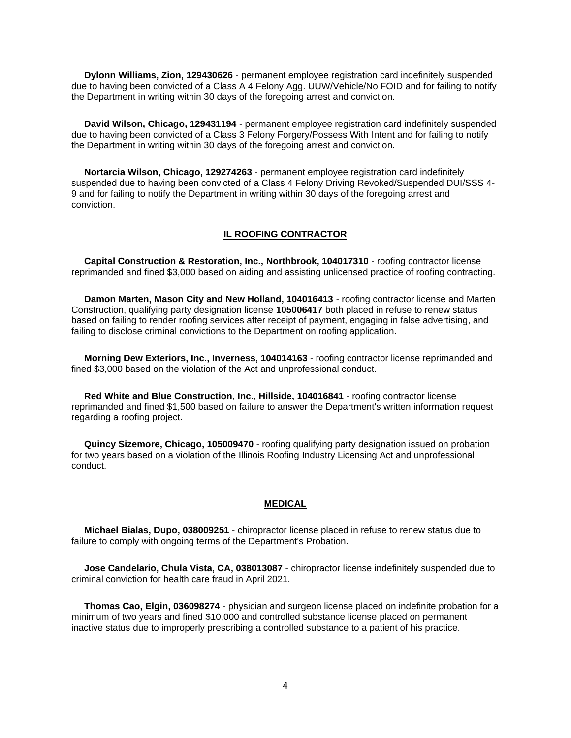**Dylonn Williams, Zion, 129430626** - permanent employee registration card indefinitely suspended due to having been convicted of a Class A 4 Felony Agg. UUW/Vehicle/No FOID and for failing to notify the Department in writing within 30 days of the foregoing arrest and conviction.

**David Wilson, Chicago, 129431194** - permanent employee registration card indefinitely suspended due to having been convicted of a Class 3 Felony Forgery/Possess With Intent and for failing to notify the Department in writing within 30 days of the foregoing arrest and conviction.

**Nortarcia Wilson, Chicago, 129274263** - permanent employee registration card indefinitely suspended due to having been convicted of a Class 4 Felony Driving Revoked/Suspended DUI/SSS 4-9 and for failing to notify the Department in writing within 30 days of the foregoing arrest and conviction.

## IL ROOFING CONTRACTOR

**Capital Construction & Restoration, Inc., Northbrook, 104017310** - roofing contractor license reprimanded and fined $3,000 based on aiding and assisting unlicensed practice of roofing contracting.

**Damon Marten, Mason City and New Holland, 104016413** - roofing contractor license and Marten Construction, qualifying party designation license **105006417** both placed in refuse to renew status based on failing to render roofing services after receipt of payment, engaging in false advertising, and failing to disclose criminal convictions to the Department on roofing application.

**Morning Dew Exteriors, Inc., Inverness, 104014163** - roofing contractor license reprimanded and fined $3,000 based on the violation of the Act and unprofessional conduct.

**Red White and Blue Construction, Inc., Hillside, 104016841** - roofing contractor license reprimanded and fined $1,500 based on failure to answer the Department's written information request regarding a roofing project.

**Quincy Sizemore, Chicago, 105009470** - roofing qualifying party designation issued on probation for two years based on a violation of the Illinois Roofing Industry Licensing Act and unprofessional conduct.

## MEDICAL

**Michael Bialas, Dupo, 038009251** - chiropractor license placed in refuse to renew status due to failure to comply with ongoing terms of the Department's Probation.

**Jose Candelario, Chula Vista, CA, 038013087** - chiropractor license indefinitely suspended due to criminal conviction for health care fraud in April 2021.

**Thomas Cao, Elgin, 036098274** - physician and surgeon license placed on indefinite probation for a minimum of two years and fined $10,000 and controlled substance license placed on permanent inactive status due to improperly prescribing a controlled substance to a patient of his practice.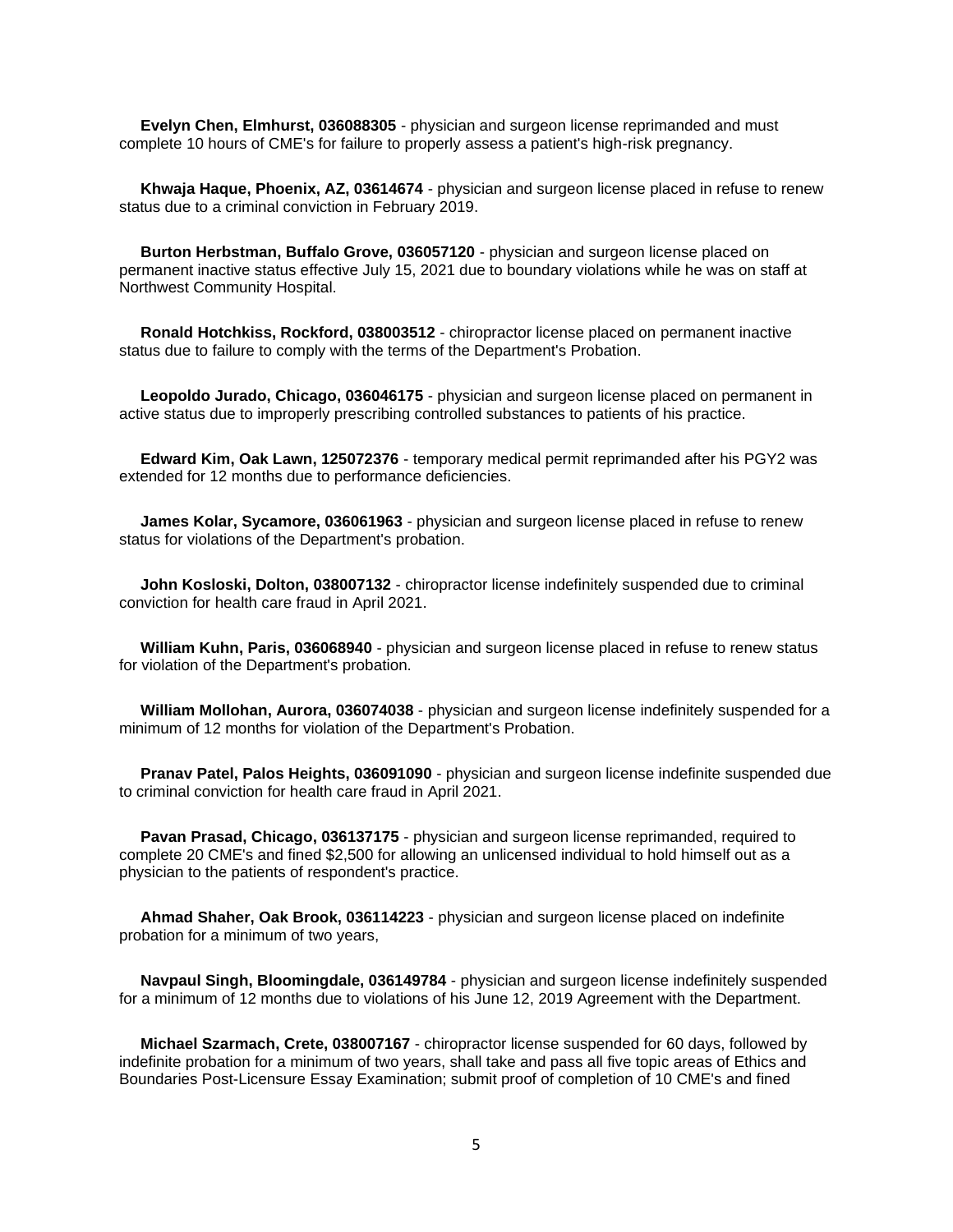**Evelyn Chen, Elmhurst, 036088305** - physician and surgeon license reprimanded and must complete 10 hours of CME's for failure to properly assess a patient's high-risk pregnancy.

**Khwaja Haque, Phoenix, AZ, 03614674** - physician and surgeon license placed in refuse to renew status due to a criminal conviction in February 2019.

**Burton Herbstman, Buffalo Grove, 036057120** - physician and surgeon license placed on permanent inactive status effective July 15, 2021 due to boundary violations while he was on staff at Northwest Community Hospital.

**Ronald Hotchkiss, Rockford, 038003512** - chiropractor license placed on permanent inactive status due to failure to comply with the terms of the Department's Probation.

**Leopoldo Jurado, Chicago, 036046175** - physician and surgeon license placed on permanent in active status due to improperly prescribing controlled substances to patients of his practice.

**Edward Kim, Oak Lawn, 125072376** - temporary medical permit reprimanded after his PGY2 was extended for 12 months due to performance deficiencies.

**James Kolar, Sycamore, 036061963** - physician and surgeon license placed in refuse to renew status for violations of the Department's probation.

**John Kosloski, Dolton, 038007132** - chiropractor license indefinitely suspended due to criminal conviction for health care fraud in April 2021.

**William Kuhn, Paris, 036068940** - physician and surgeon license placed in refuse to renew status for violation of the Department's probation.

**William Mollohan, Aurora, 036074038** - physician and surgeon license indefinitely suspended for a minimum of 12 months for violation of the Department's Probation.

**Pranav Patel, Palos Heights, 036091090** - physician and surgeon license indefinite suspended due to criminal conviction for health care fraud in April 2021.

**Pavan Prasad, Chicago, 036137175** - physician and surgeon license reprimanded, required to complete 20 CME's and fined $2,500 for allowing an unlicensed individual to hold himself out as a physician to the patients of respondent's practice.

**Ahmad Shaher, Oak Brook, 036114223** - physician and surgeon license placed on indefinite probation for a minimum of two years,

**Navpaul Singh, Bloomingdale, 036149784** - physician and surgeon license indefinitely suspended for a minimum of 12 months due to violations of his June 12, 2019 Agreement with the Department.

**Michael Szarmach, Crete, 038007167** - chiropractor license suspended for 60 days, followed by indefinite probation for a minimum of two years, shall take and pass all five topic areas of Ethics and Boundaries Post-Licensure Essay Examination; submit proof of completion of 10 CME's and fined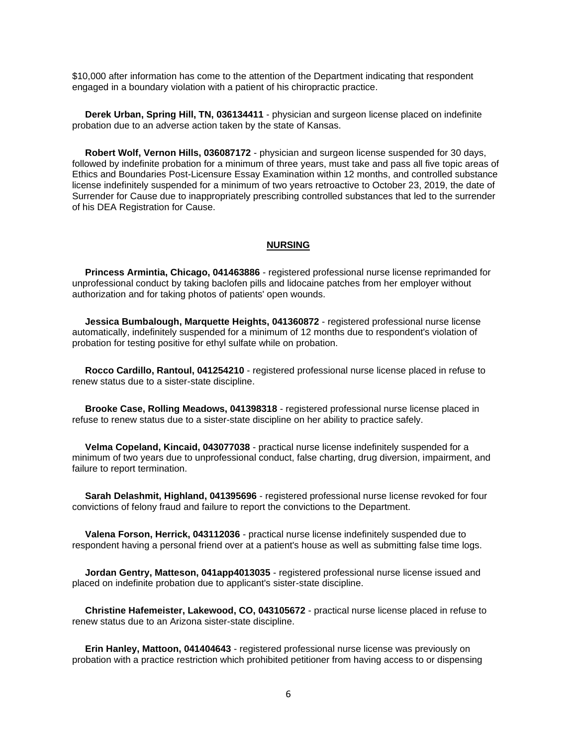$10,000 after information has come to the attention of the Department indicating that respondent engaged in a boundary violation with a patient of his chiropractic practice.

**Derek Urban, Spring Hill, TN, 036134411** - physician and surgeon license placed on indefinite probation due to an adverse action taken by the state of Kansas.

**Robert Wolf, Vernon Hills, 036087172** - physician and surgeon license suspended for 30 days, followed by indefinite probation for a minimum of three years, must take and pass all five topic areas of Ethics and Boundaries Post-Licensure Essay Examination within 12 months, and controlled substance license indefinitely suspended for a minimum of two years retroactive to October 23, 2019, the date of Surrender for Cause due to inappropriately prescribing controlled substances that led to the surrender of his DEA Registration for Cause.

## NURSING

**Princess Armintia, Chicago, 041463886** - registered professional nurse license reprimanded for unprofessional conduct by taking baclofen pills and lidocaine patches from her employer without authorization and for taking photos of patients' open wounds.

**Jessica Bumbalough, Marquette Heights, 041360872** - registered professional nurse license automatically, indefinitely suspended for a minimum of 12 months due to respondent's violation of probation for testing positive for ethyl sulfate while on probation.

**Rocco Cardillo, Rantoul, 041254210** - registered professional nurse license placed in refuse to renew status due to a sister-state discipline.

**Brooke Case, Rolling Meadows, 041398318** - registered professional nurse license placed in refuse to renew status due to a sister-state discipline on her ability to practice safely.

**Velma Copeland, Kincaid, 043077038** - practical nurse license indefinitely suspended for a minimum of two years due to unprofessional conduct, false charting, drug diversion, impairment, and failure to report termination.

**Sarah Delashmit, Highland, 041395696** - registered professional nurse license revoked for four convictions of felony fraud and failure to report the convictions to the Department.

**Valena Forson, Herrick, 043112036** - practical nurse license indefinitely suspended due to respondent having a personal friend over at a patient's house as well as submitting false time logs.

**Jordan Gentry, Matteson, 041app4013035** - registered professional nurse license issued and placed on indefinite probation due to applicant's sister-state discipline.

**Christine Hafemeister, Lakewood, CO, 043105672** - practical nurse license placed in refuse to renew status due to an Arizona sister-state discipline.

**Erin Hanley, Mattoon, 041404643** - registered professional nurse license was previously on probation with a practice restriction which prohibited petitioner from having access to or dispensing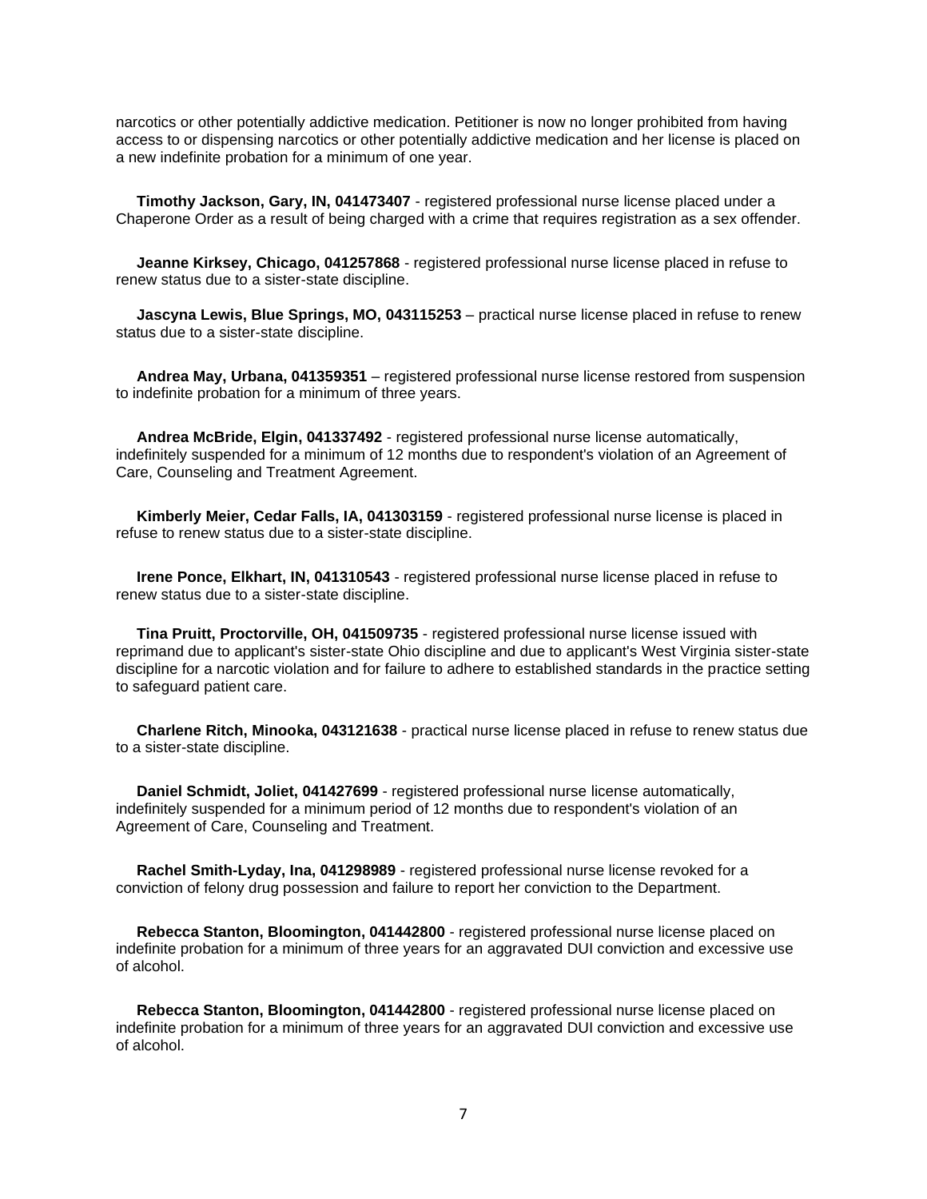narcotics or other potentially addictive medication. Petitioner is now no longer prohibited from having access to or dispensing narcotics or other potentially addictive medication and her license is placed on a new indefinite probation for a minimum of one year.

**Timothy Jackson, Gary, IN, 041473407** - registered professional nurse license placed under a Chaperone Order as a result of being charged with a crime that requires registration as a sex offender.

**Jeanne Kirksey, Chicago, 041257868** - registered professional nurse license placed in refuse to renew status due to a sister-state discipline.

**Jascyna Lewis, Blue Springs, MO, 043115253** – practical nurse license placed in refuse to renew status due to a sister-state discipline.

**Andrea May, Urbana, 041359351** – registered professional nurse license restored from suspension to indefinite probation for a minimum of three years.

**Andrea McBride, Elgin, 041337492** - registered professional nurse license automatically, indefinitely suspended for a minimum of 12 months due to respondent's violation of an Agreement of Care, Counseling and Treatment Agreement.

**Kimberly Meier, Cedar Falls, IA, 041303159** - registered professional nurse license is placed in refuse to renew status due to a sister-state discipline.

**Irene Ponce, Elkhart, IN, 041310543** - registered professional nurse license placed in refuse to renew status due to a sister-state discipline.

**Tina Pruitt, Proctorville, OH, 041509735** - registered professional nurse license issued with reprimand due to applicant's sister-state Ohio discipline and due to applicant's West Virginia sister-state discipline for a narcotic violation and for failure to adhere to established standards in the practice setting to safeguard patient care.

**Charlene Ritch, Minooka, 043121638** - practical nurse license placed in refuse to renew status due to a sister-state discipline.

**Daniel Schmidt, Joliet, 041427699** - registered professional nurse license automatically, indefinitely suspended for a minimum period of 12 months due to respondent's violation of an Agreement of Care, Counseling and Treatment.

**Rachel Smith-Lyday, Ina, 041298989** - registered professional nurse license revoked for a conviction of felony drug possession and failure to report her conviction to the Department.

**Rebecca Stanton, Bloomington, 041442800** - registered professional nurse license placed on indefinite probation for a minimum of three years for an aggravated DUI conviction and excessive use of alcohol.

**Rebecca Stanton, Bloomington, 041442800** - registered professional nurse license placed on indefinite probation for a minimum of three years for an aggravated DUI conviction and excessive use of alcohol.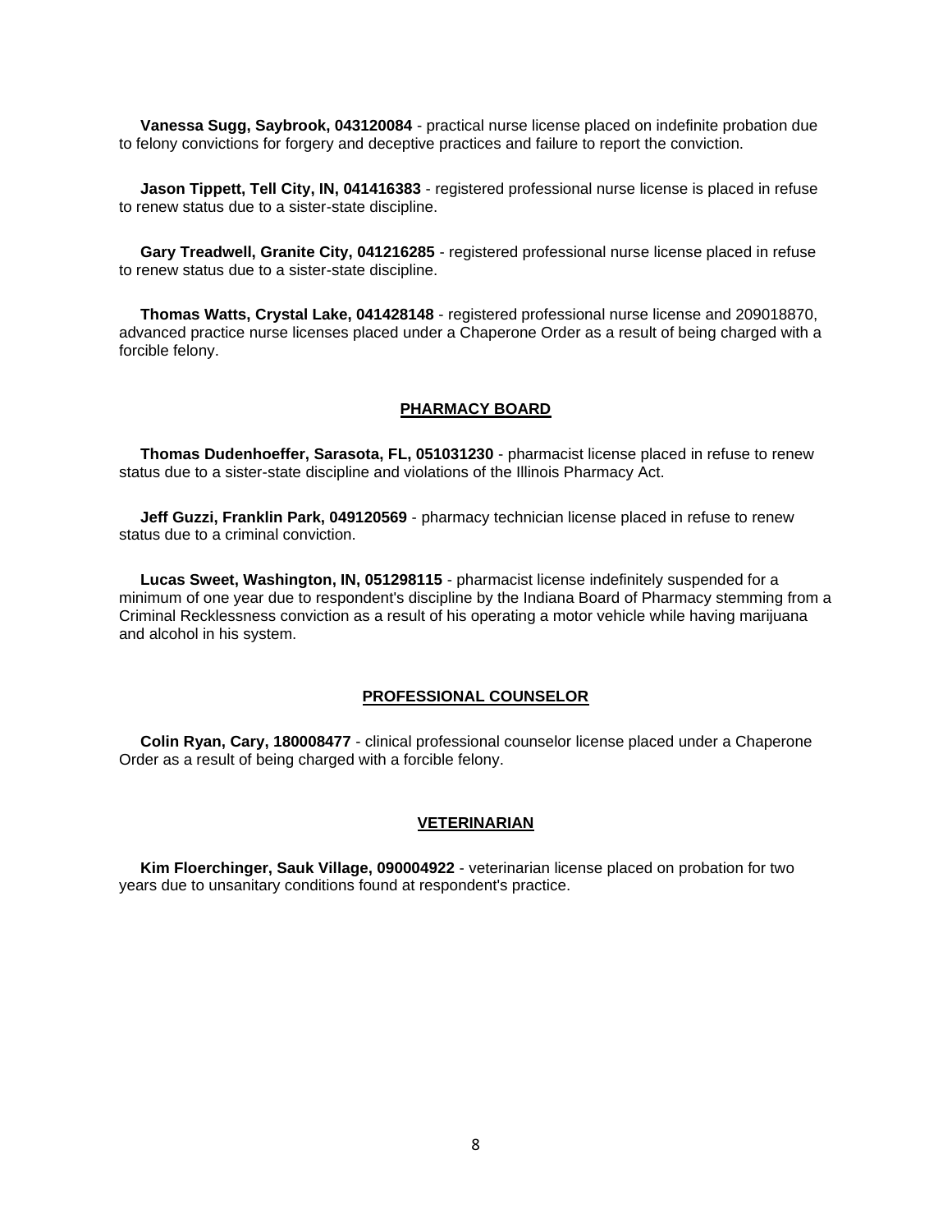**Vanessa Sugg, Saybrook, 043120084** - practical nurse license placed on indefinite probation due to felony convictions for forgery and deceptive practices and failure to report the conviction.

**Jason Tippett, Tell City, IN, 041416383** - registered professional nurse license is placed in refuse to renew status due to a sister-state discipline.

**Gary Treadwell, Granite City, 041216285** - registered professional nurse license placed in refuse to renew status due to a sister-state discipline.

**Thomas Watts, Crystal Lake, 041428148** - registered professional nurse license and 209018870, advanced practice nurse licenses placed under a Chaperone Order as a result of being charged with a forcible felony.

## PHARMACY BOARD

**Thomas Dudenhoeffer, Sarasota, FL, 051031230** - pharmacist license placed in refuse to renew status due to a sister-state discipline and violations of the Illinois Pharmacy Act.

**Jeff Guzzi, Franklin Park, 049120569** - pharmacy technician license placed in refuse to renew status due to a criminal conviction.

**Lucas Sweet, Washington, IN, 051298115** - pharmacist license indefinitely suspended for a minimum of one year due to respondent's discipline by the Indiana Board of Pharmacy stemming from a Criminal Recklessness conviction as a result of his operating a motor vehicle while having marijuana and alcohol in his system.

## PROFESSIONAL COUNSELOR

**Colin Ryan, Cary, 180008477** - clinical professional counselor license placed under a Chaperone Order as a result of being charged with a forcible felony.

## VETERINARIAN

**Kim Floerchinger, Sauk Village, 090004922** - veterinarian license placed on probation for two years due to unsanitary conditions found at respondent's practice.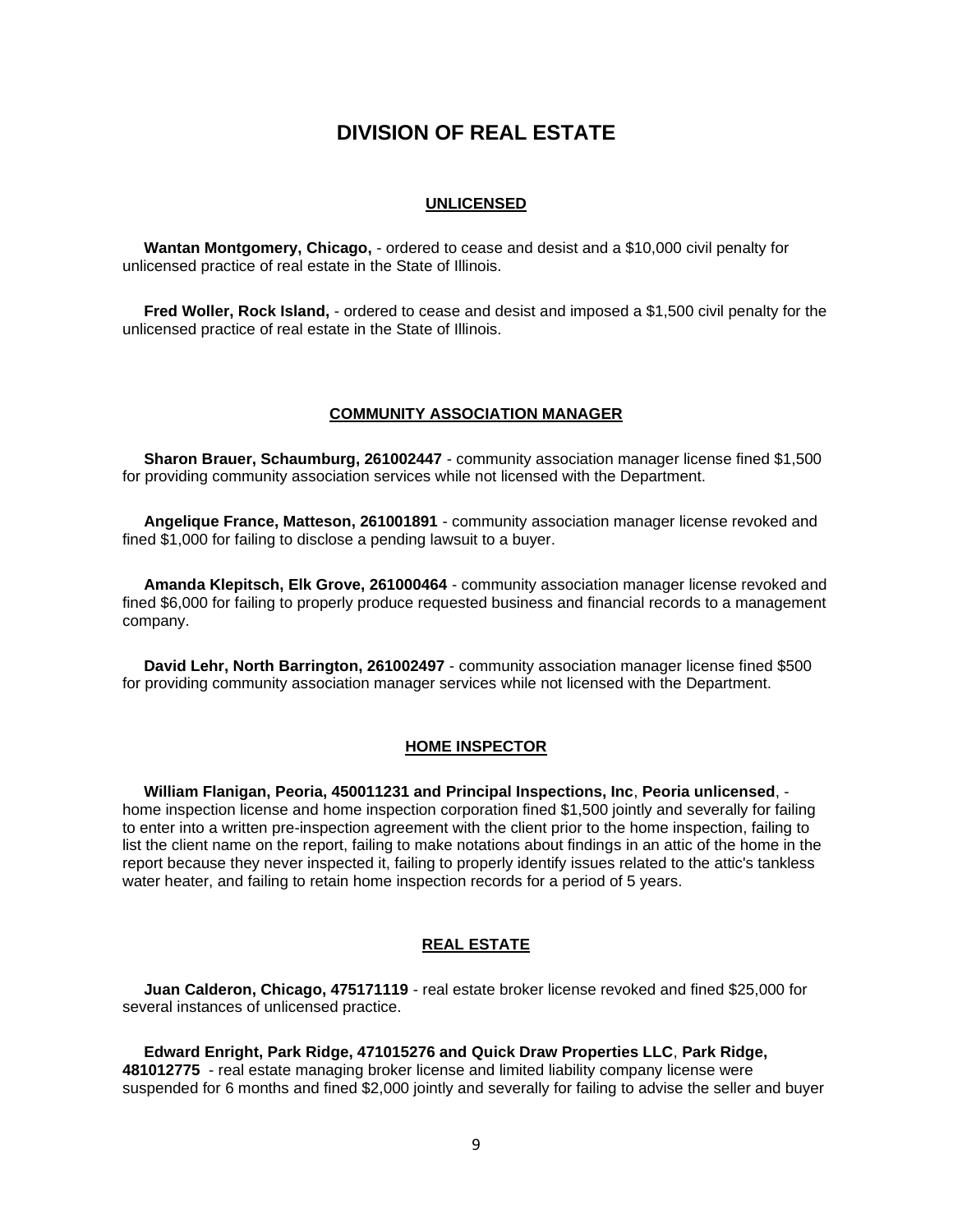# DIVISION OF REAL ESTATE

## UNLICENSED

**Wantan Montgomery, Chicago,** - ordered to cease and desist and a $10,000 civil penalty for unlicensed practice of real estate in the State of Illinois.

**Fred Woller, Rock Island,** - ordered to cease and desist and imposed a $1,500 civil penalty for the unlicensed practice of real estate in the State of Illinois.

## COMMUNITY ASSOCIATION MANAGER

**Sharon Brauer, Schaumburg, 261002447** - community association manager license fined $1,500 for providing community association services while not licensed with the Department.

**Angelique France, Matteson, 261001891** - community association manager license revoked and fined $1,000 for failing to disclose a pending lawsuit to a buyer.

**Amanda Klepitsch, Elk Grove, 261000464** - community association manager license revoked and fined $6,000 for failing to properly produce requested business and financial records to a management company.

**David Lehr, North Barrington, 261002497** - community association manager license fined $500 for providing community association manager services while not licensed with the Department.

## HOME INSPECTOR

**William Flanigan, Peoria, 450011231 and Principal Inspections, Inc**, **Peoria unlicensed**, - home inspection license and home inspection corporation fined $1,500 jointly and severally for failing to enter into a written pre-inspection agreement with the client prior to the home inspection, failing to list the client name on the report, failing to make notations about findings in an attic of the home in the report because they never inspected it, failing to properly identify issues related to the attic's tankless water heater, and failing to retain home inspection records for a period of 5 years.

## REAL ESTATE

**Juan Calderon, Chicago, 475171119** - real estate broker license revoked and fined $25,000 for several instances of unlicensed practice.

**Edward Enright, Park Ridge, 471015276 and Quick Draw Properties LLC**, **Park Ridge, 481012775** - real estate managing broker license and limited liability company license were suspended for 6 months and fined $2,000 jointly and severally for failing to advise the seller and buyer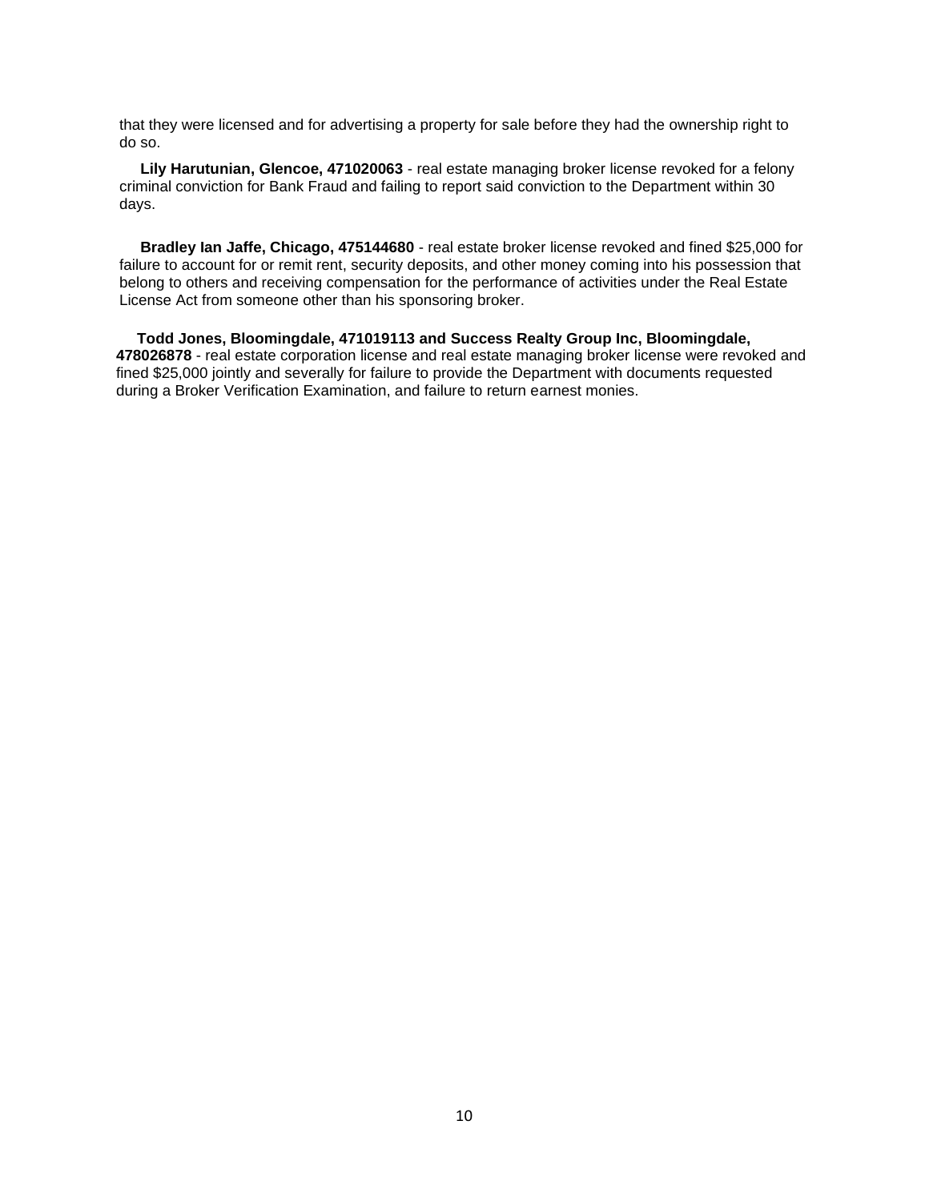that they were licensed and for advertising a property for sale before they had the ownership right to do so.

**Lily Harutunian, Glencoe, 471020063** - real estate managing broker license revoked for a felony criminal conviction for Bank Fraud and failing to report said conviction to the Department within 30 days.

**Bradley Ian Jaffe, Chicago, 475144680** - real estate broker license revoked and fined $25,000 for failure to account for or remit rent, security deposits, and other money coming into his possession that belong to others and receiving compensation for the performance of activities under the Real Estate License Act from someone other than his sponsoring broker.

**Todd Jones, Bloomingdale, 471019113 and Success Realty Group Inc, Bloomingdale, 478026878** - real estate corporation license and real estate managing broker license were revoked and fined $25,000 jointly and severally for failure to provide the Department with documents requested during a Broker Verification Examination, and failure to return earnest monies.